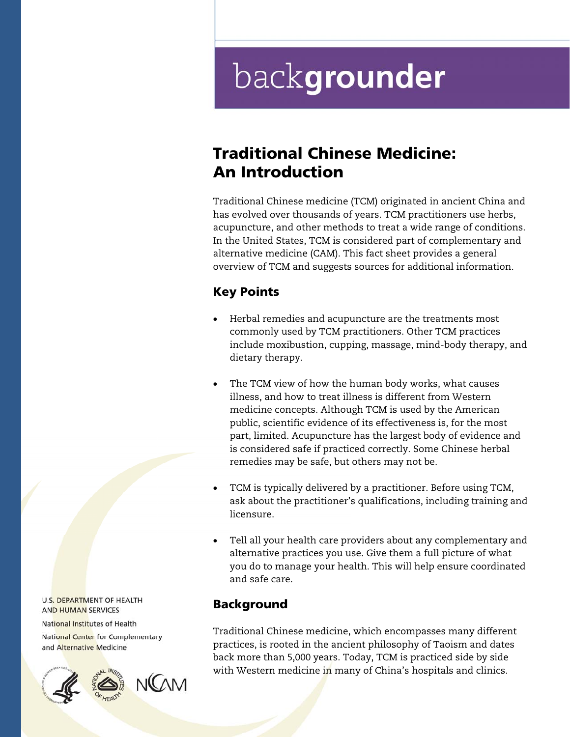# backgrounder

## Traditional Chinese Medicine: An Introduction

Traditional Chinese medicine (TCM) originated in ancient China and has evolved over thousands of years. TCM practitioners use herbs, acupuncture, and other methods to treat a wide range of conditions. In the United States, TCM is considered part of complementary and alternative medicine (CAM). This fact sheet provides a general overview of TCM and suggests sources for additional information.

### Key Points

- Herbal remedies and acupuncture are the treatments most commonly used by TCM practitioners. Other TCM practices include moxibustion, cupping, massage, mind-body therapy, and dietary therapy.
- The TCM view of how the human body works, what causes illness, and how to treat illness is different from Western medicine concepts. Although TCM is used by the American public, scientific evidence of its effectiveness is, for the most part, limited. Acupuncture has the largest body of evidence and is considered safe if practiced correctly. Some Chinese herbal remedies may be safe, but others may not be.
- TCM is typically delivered by a practitioner. Before using TCM, ask about the practitioner's qualifications, including training and licensure.
- Tell all your health care providers about any complementary and alternative practices you use. Give them a full picture of what you do to manage your health. This will help ensure coordinated and safe care.

### Background

Traditional Chinese medicine, which encompasses many different practices, is rooted in the ancient philosophy of Taoism and dates back more than 5,000 years. Today, TCM is practiced side by side with Western medicine in many of China's hospitals and clinics.

U.S. DEPARTMENT OF HEALTH AND HUMAN SERVICES

National Institutes of Health

National Center for Complementary and Alternative Medicine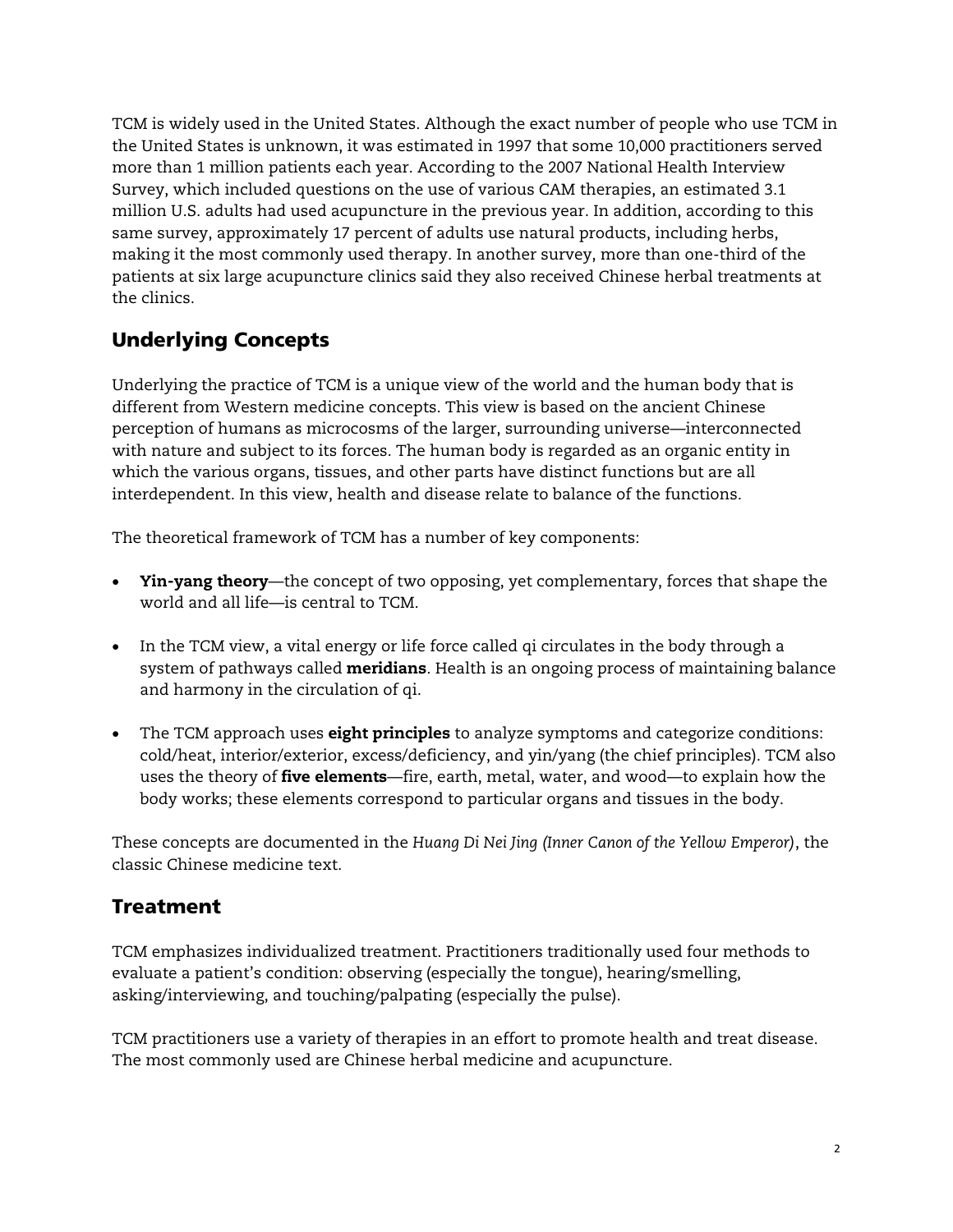TCM is widely used in the United States. Although the exact number of people who use TCM in the United States is unknown, it was estimated in 1997 that some 10,000 practitioners served more than 1 million patients each year. According to the 2007 National Health Interview Survey, which included questions on the use of various CAM therapies, an estimated 3.1 million U.S. adults had used acupuncture in the previous year. In addition, according to this same survey, approximately 17 percent of adults use natural products, including herbs, making it the most commonly used therapy. In another survey, more than one-third of the patients at six large acupuncture clinics said they also received Chinese herbal treatments at the clinics.

## Underlying Concepts

Underlying the practice of TCM is a unique view of the world and the human body that is different from Western medicine concepts. This view is based on the ancient Chinese perception of humans as microcosms of the larger, surrounding universe—interconnected with nature and subject to its forces. The human body is regarded as an organic entity in which the various organs, tissues, and other parts have distinct functions but are all interdependent. In this view, health and disease relate to balance of the functions.

The theoretical framework of TCM has a number of key components:

- **Yin-yang theory**—the concept of two opposing, yet complementary, forces that shape the world and all life—is central to TCM.
- In the TCM view, a vital energy or life force called qi circulates in the body through a system of pathways called **meridians**. Health is an ongoing process of maintaining balance and harmony in the circulation of qi.
- The TCM approach uses **eight principles** to analyze symptoms and categorize conditions: cold/heat, interior/exterior, excess/deficiency, and yin/yang (the chief principles). TCM also uses the theory of **five elements**—fire, earth, metal, water, and wood—to explain how the body works; these elements correspond to particular organs and tissues in the body.

These concepts are documented in the *Huang Di Nei Jing (Inner Canon of the Yellow Emperor)*, the classic Chinese medicine text.

## Treatment

TCM emphasizes individualized treatment. Practitioners traditionally used four methods to evaluate a patient's condition: observing (especially the tongue), hearing/smelling, asking/interviewing, and touching/palpating (especially the pulse).

TCM practitioners use a variety of therapies in an effort to promote health and treat disease. The most commonly used are Chinese herbal medicine and acupuncture.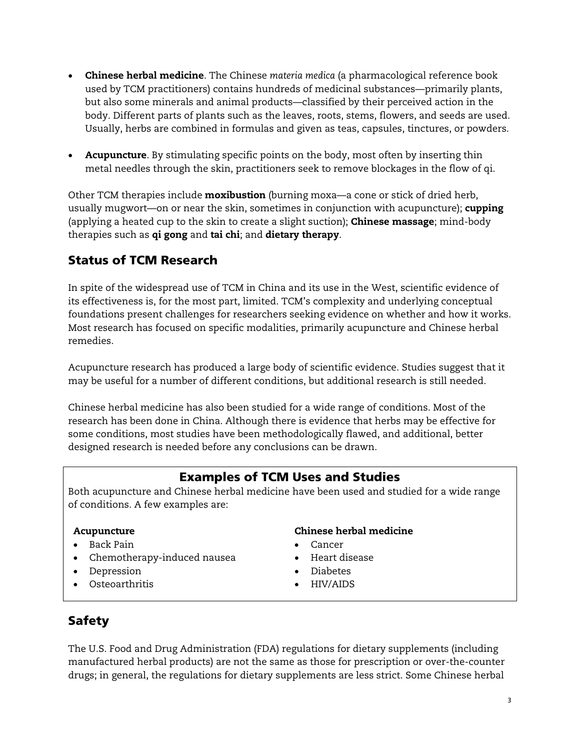- **Chinese herbal medicine**. The Chinese *materia medica* (a pharmacological reference book used by TCM practitioners) contains hundreds of medicinal substances—primarily plants, but also some minerals and animal products—classified by their perceived action in the body. Different parts of plants such as the leaves, roots, stems, flowers, and seeds are used. Usually, herbs are combined in formulas and given as teas, capsules, tinctures, or powders.

- **Acupuncture**. By stimulating specific points on the body, most often by inserting thin metal needles through the skin, practitioners seek to remove blockages in the flow of qi.

Other TCM therapies include **moxibustion** (burning moxa—a cone or stick of dried herb, usually mugwort—on or near the skin, sometimes in conjunction with acupuncture); **cupping** (applying a heated cup to the skin to create a slight suction); **Chinese massage**; mind-body therapies such as **qi gong** and **tai chi**; and **dietary therapy**.

## Status of TCM Research

In spite of the widespread use of TCM in China and its use in the West, scientific evidence of its effectiveness is, for the most part, limited. TCM's complexity and underlying conceptual foundations present challenges for researchers seeking evidence on whether and how it works. Most research has focused on specific modalities, primarily acupuncture and Chinese herbal remedies.

Acupuncture research has produced a large body of scientific evidence. Studies suggest that it may be useful for a number of different conditions, but additional research is still needed.

Chinese herbal medicine has also been studied for a wide range of conditions. Most of the research has been done in China. Although there is evidence that herbs may be effective for some conditions, most studies have been methodologically flawed, and additional, better designed research is needed before any conclusions can be drawn.

### Examples of TCM Uses and Studies

Both acupuncture and Chinese herbal medicine have been used and studied for a wide range of conditions. A few examples are:

**Acupuncture**

- Back Pain
- Chemotherapy-induced nausea
- Depression
- Osteoarthritis

**Chinese herbal medicine**

- Cancer
- Heart disease
- Diabetes
- HIV/AIDS

## Safety

The U.S. Food and Drug Administration (FDA) regulations for dietary supplements (including manufactured herbal products) are not the same as those for prescription or over-the-counter drugs; in general, the regulations for dietary supplements are less strict. Some Chinese herbal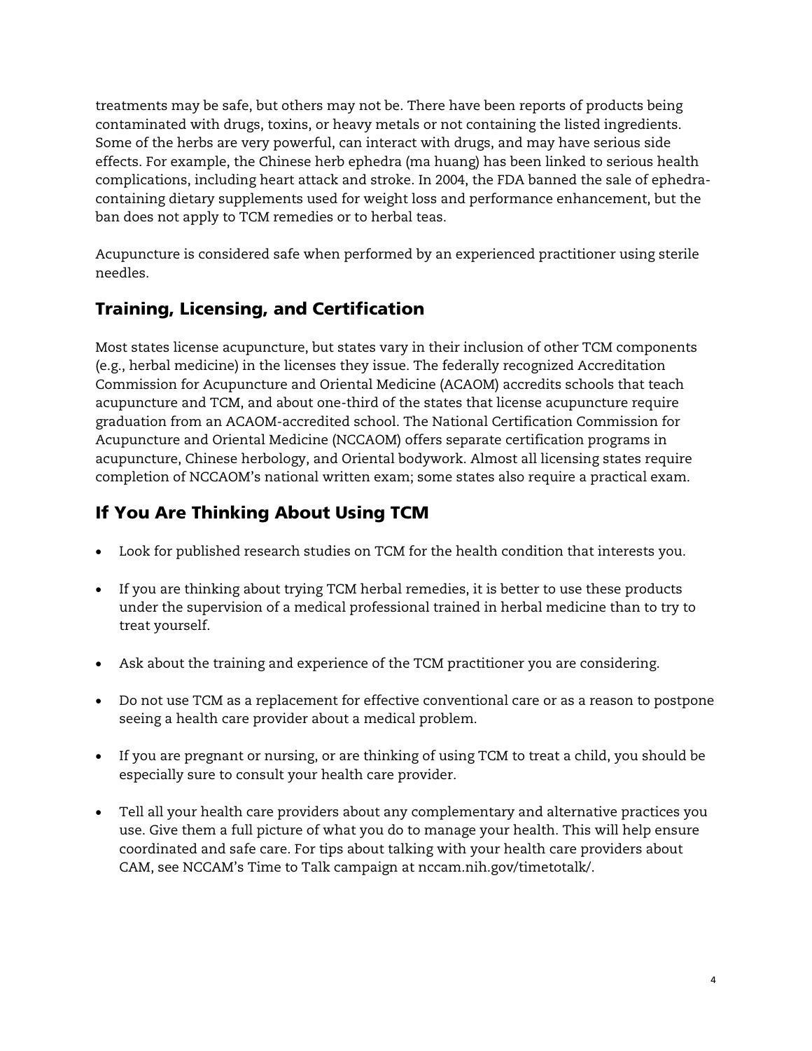treatments may be safe, but others may not be. There have been reports of products being contaminated with drugs, toxins, or heavy metals or not containing the listed ingredients. Some of the herbs are very powerful, can interact with drugs, and may have serious side effects. For example, the Chinese herb ephedra (ma huang) has been linked to serious health complications, including heart attack and stroke. In 2004, the FDA banned the sale of ephedra-containing dietary supplements used for weight loss and performance enhancement, but the ban does not apply to TCM remedies or to herbal teas.

Acupuncture is considered safe when performed by an experienced practitioner using sterile needles.

## Training, Licensing, and Certification

Most states license acupuncture, but states vary in their inclusion of other TCM components (e.g., herbal medicine) in the licenses they issue. The federally recognized Accreditation Commission for Acupuncture and Oriental Medicine (ACAOM) accredits schools that teach acupuncture and TCM, and about one-third of the states that license acupuncture require graduation from an ACAOM-accredited school. The National Certification Commission for Acupuncture and Oriental Medicine (NCCAOM) offers separate certification programs in acupuncture, Chinese herbology, and Oriental bodywork. Almost all licensing states require completion of NCCAOM's national written exam; some states also require a practical exam.

## If You Are Thinking About Using TCM

- Look for published research studies on TCM for the health condition that interests you.
- If you are thinking about trying TCM herbal remedies, it is better to use these products under the supervision of a medical professional trained in herbal medicine than to try to treat yourself.
- Ask about the training and experience of the TCM practitioner you are considering.
- Do not use TCM as a replacement for effective conventional care or as a reason to postpone seeing a health care provider about a medical problem.
- If you are pregnant or nursing, or are thinking of using TCM to treat a child, you should be especially sure to consult your health care provider.
- Tell all your health care providers about any complementary and alternative practices you use. Give them a full picture of what you do to manage your health. This will help ensure coordinated and safe care. For tips about talking with your health care providers about CAM, see NCCAM's Time to Talk campaign at nccam.nih.gov/timetotalk/.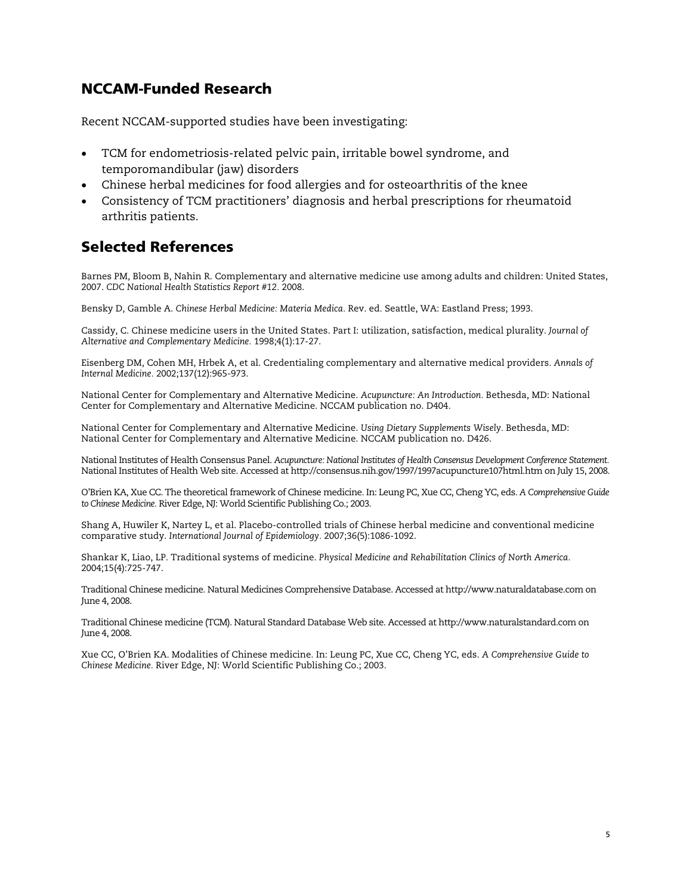## NCCAM-Funded Research

Recent NCCAM-supported studies have been investigating:

- TCM for endometriosis-related pelvic pain, irritable bowel syndrome, and temporomandibular (jaw) disorders
- Chinese herbal medicines for food allergies and for osteoarthritis of the knee
- Consistency of TCM practitioners' diagnosis and herbal prescriptions for rheumatoid arthritis patients.

## Selected References

Barnes PM, Bloom B, Nahin R. Complementary and alternative medicine use among adults and children: United States, 2007. *CDC National Health Statistics Report #12*. 2008.

Bensky D, Gamble A. *Chinese Herbal Medicine: Materia Medica*. Rev. ed. Seattle, WA: Eastland Press; 1993.

Cassidy, C. Chinese medicine users in the United States. Part I: utilization, satisfaction, medical plurality. *Journal of Alternative and Complementary Medicine*. 1998;4(1):17-27.

Eisenberg DM, Cohen MH, Hrbek A, et al. Credentialing complementary and alternative medical providers. *Annals of Internal Medicine*. 2002;137(12):965-973.

National Center for Complementary and Alternative Medicine. *Acupuncture: An Introduction*. Bethesda, MD: National Center for Complementary and Alternative Medicine. NCCAM publication no. D404.

National Center for Complementary and Alternative Medicine. *Using Dietary Supplements Wisely*. Bethesda, MD: National Center for Complementary and Alternative Medicine. NCCAM publication no. D426.

National Institutes of Health Consensus Panel. *Acupuncture: National Institutes of Health Consensus Development Conference Statement*. National Institutes of Health Web site. Accessed at http://consensus.nih.gov/1997/1997acupuncture107html.htm on July 15, 2008.

O'Brien KA, Xue CC. The theoretical framework of Chinese medicine. In: Leung PC, Xue CC, Cheng YC, eds. *A Comprehensive Guide to Chinese Medicine*. River Edge, NJ: World Scientific Publishing Co.; 2003.

Shang A, Huwiler K, Nartey L, et al. Placebo-controlled trials of Chinese herbal medicine and conventional medicine comparative study. *International Journal of Epidemiology*. 2007;36(5):1086-1092.

Shankar K, Liao, LP. Traditional systems of medicine. *Physical Medicine and Rehabilitation Clinics of North America*. 2004;15(4):725-747.

Traditional Chinese medicine. Natural Medicines Comprehensive Database. Accessed at http://www.naturaldatabase.com on June 4, 2008.

Traditional Chinese medicine (TCM). Natural Standard Database Web site. Accessed at http://www.naturalstandard.com on June 4, 2008.

Xue CC, O'Brien KA. Modalities of Chinese medicine. In: Leung PC, Xue CC, Cheng YC, eds. *A Comprehensive Guide to Chinese Medicine*. River Edge, NJ: World Scientific Publishing Co.; 2003.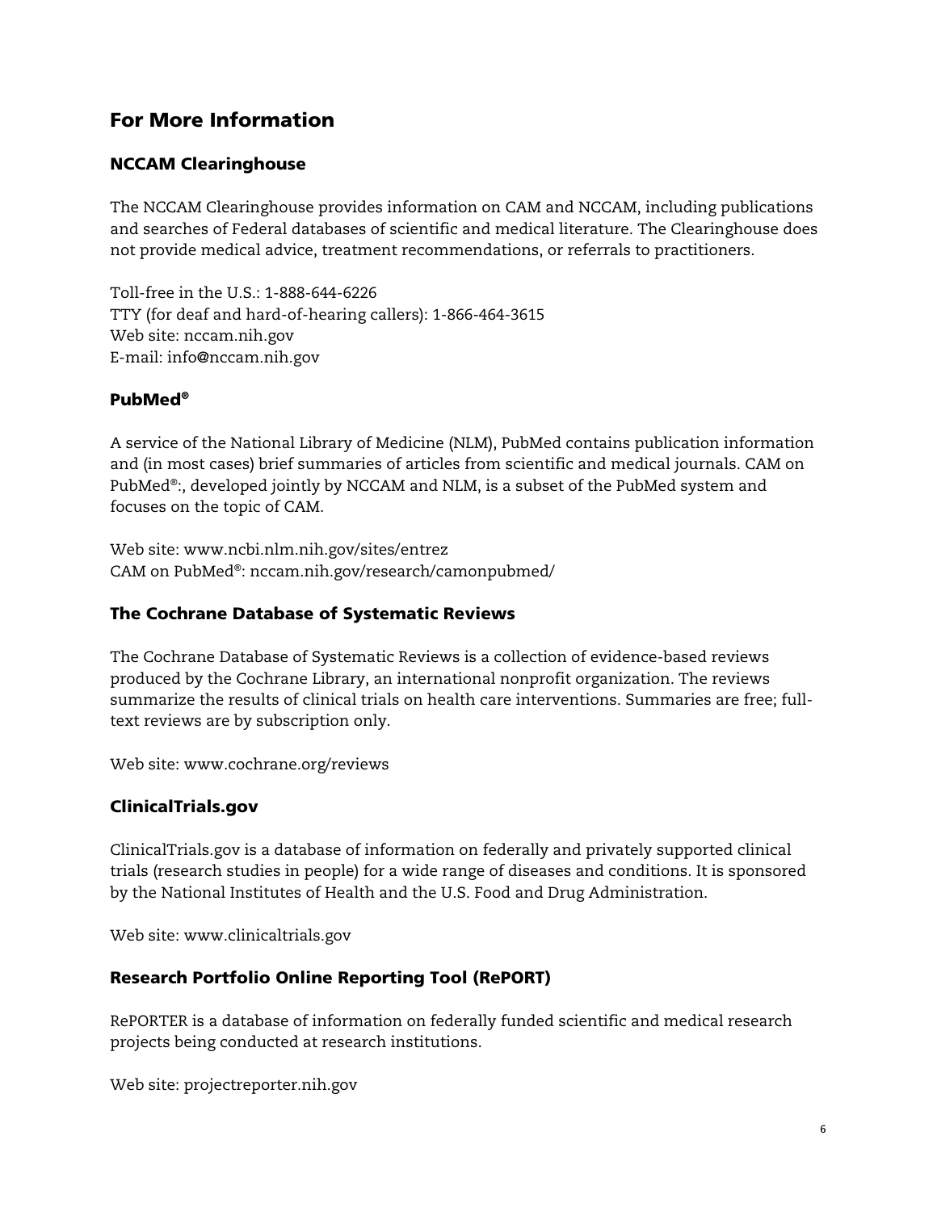## For More Information

### NCCAM Clearinghouse

The NCCAM Clearinghouse provides information on CAM and NCCAM, including publications and searches of Federal databases of scientific and medical literature. The Clearinghouse does not provide medical advice, treatment recommendations, or referrals to practitioners.

Toll-free in the U.S.: 1-888-644-6226
TTY (for deaf and hard-of-hearing callers): 1-866-464-3615
Web site: nccam.nih.gov
E-mail: info@nccam.nih.gov

### PubMed®

A service of the National Library of Medicine (NLM), PubMed contains publication information and (in most cases) brief summaries of articles from scientific and medical journals. CAM on PubMed®:, developed jointly by NCCAM and NLM, is a subset of the PubMed system and focuses on the topic of CAM.

Web site: www.ncbi.nlm.nih.gov/sites/entrez
CAM on PubMed®: nccam.nih.gov/research/camonpubmed/

### The Cochrane Database of Systematic Reviews

The Cochrane Database of Systematic Reviews is a collection of evidence-based reviews produced by the Cochrane Library, an international nonprofit organization. The reviews summarize the results of clinical trials on health care interventions. Summaries are free; full-text reviews are by subscription only.

Web site: www.cochrane.org/reviews

### ClinicalTrials.gov

ClinicalTrials.gov is a database of information on federally and privately supported clinical trials (research studies in people) for a wide range of diseases and conditions. It is sponsored by the National Institutes of Health and the U.S. Food and Drug Administration.

Web site: www.clinicaltrials.gov

### Research Portfolio Online Reporting Tool (RePORT)

RePORTER is a database of information on federally funded scientific and medical research projects being conducted at research institutions.

Web site: projectreporter.nih.gov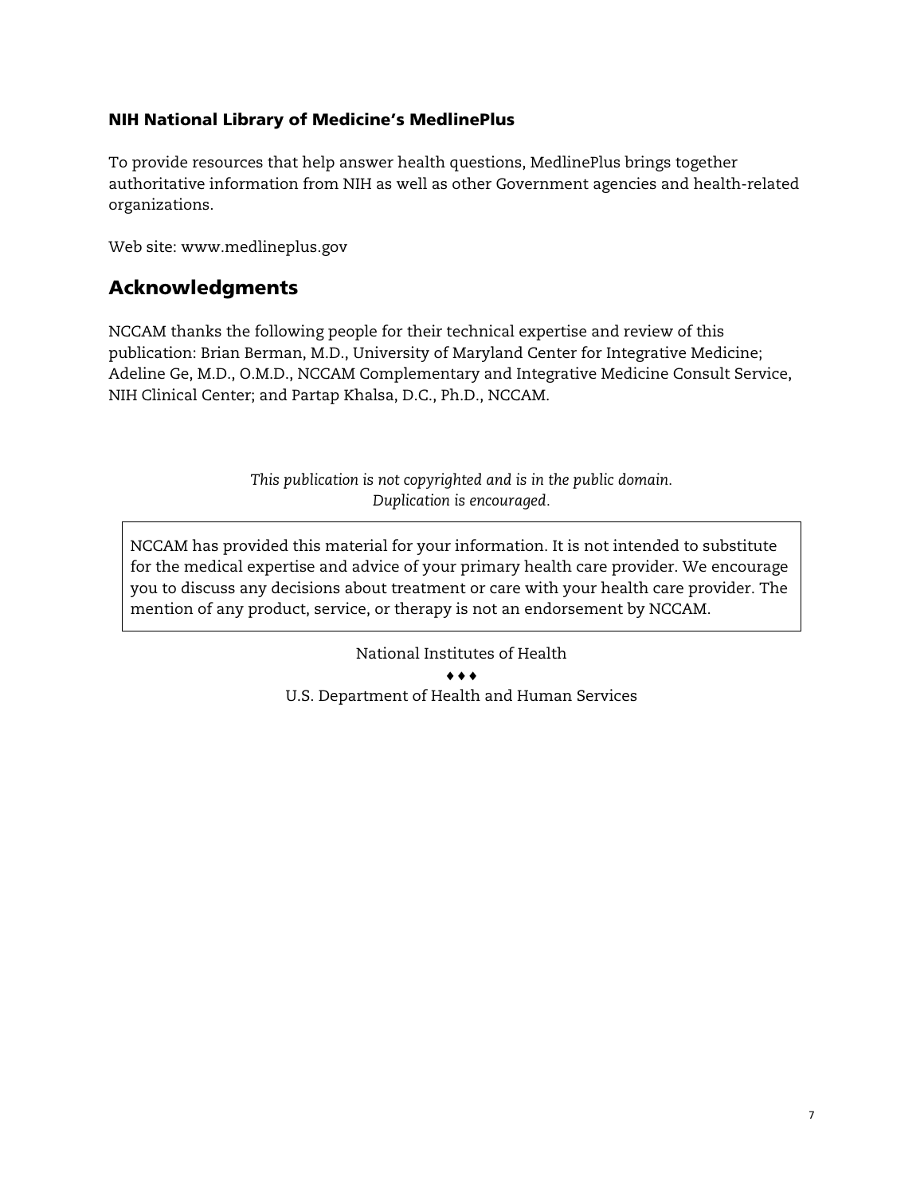### NIH National Library of Medicine's MedlinePlus

To provide resources that help answer health questions, MedlinePlus brings together authoritative information from NIH as well as other Government agencies and health-related organizations.

Web site: www.medlineplus.gov

## Acknowledgments

NCCAM thanks the following people for their technical expertise and review of this publication: Brian Berman, M.D., University of Maryland Center for Integrative Medicine; Adeline Ge, M.D., O.M.D., NCCAM Complementary and Integrative Medicine Consult Service, NIH Clinical Center; and Partap Khalsa, D.C., Ph.D., NCCAM.

*This publication is not copyrighted and is in the public domain.*
*Duplication is encouraged.*

> NCCAM has provided this material for your information. It is not intended to substitute for the medical expertise and advice of your primary health care provider. We encourage you to discuss any decisions about treatment or care with your health care provider. The mention of any product, service, or therapy is not an endorsement by NCCAM.

National Institutes of Health

♦♦♦

U.S. Department of Health and Human Services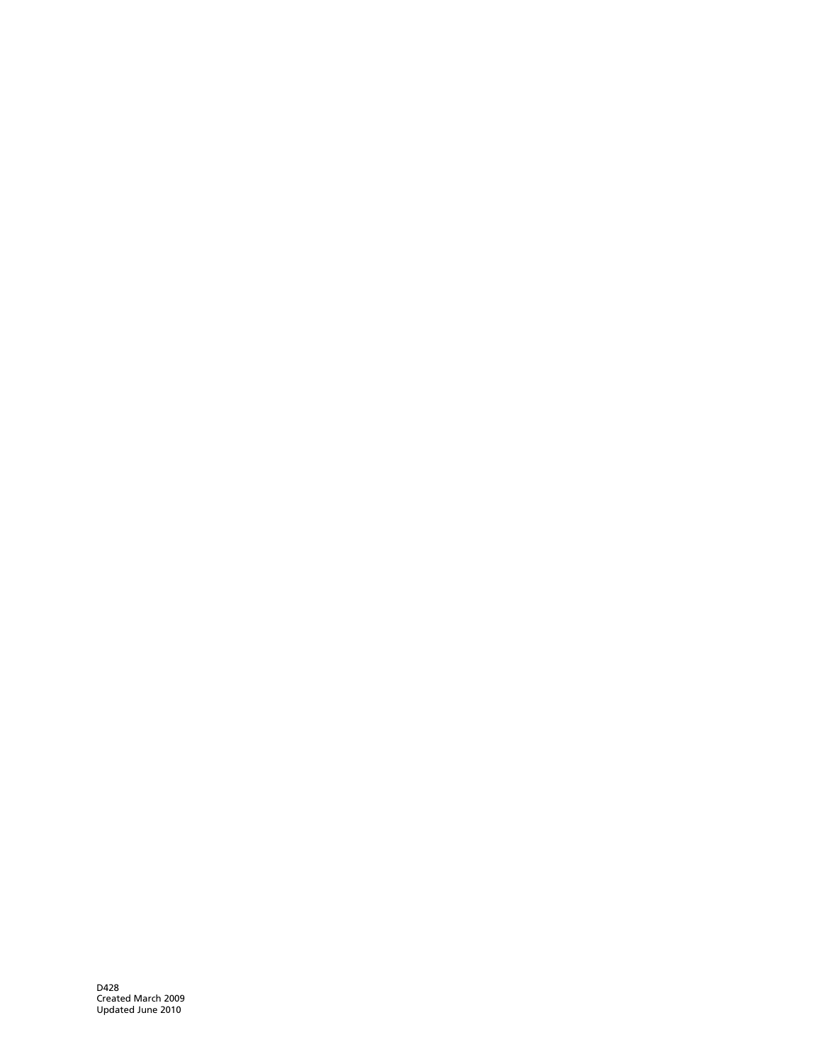D428
Created March 2009
Updated June 2010